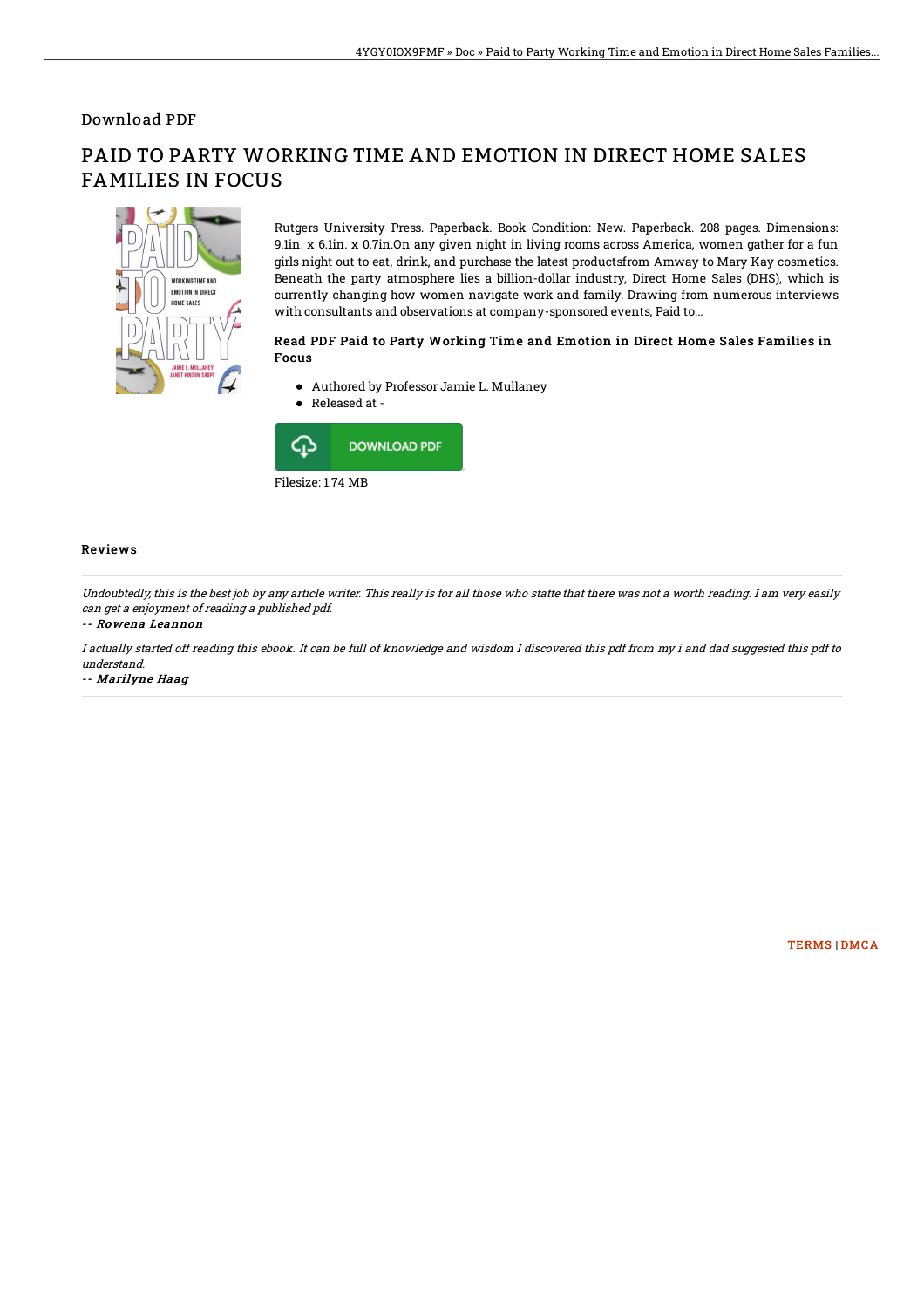Download PDF

# PAID TO PARTY WORKING TIME AND EMOTION IN DIRECT HOME SALES FAMILIES IN FOCUS

Rutgers University Press. Paperback. Book Condition: New. Paperback. 208 pages. Dimensions: 9.1in. x 6.1in. x 0.7in.On any given night in living rooms across America, women gather for a fun girls night out to eat, drink, and purchase the latest productsfrom Amway to Mary Kay cosmetics. Beneath the party atmosphere lies a billion-dollar industry, Direct Home Sales (DHS), which is currently changing how women navigate work and family. Drawing from numerous interviews with consultants and observations at company-sponsored events, Paid to...

### Read PDF Paid to Party Working Time and Emotion in Direct Home Sales Families in Focus

- Authored by Professor Jamie L. Mullaney
- Released at -

DOWNLOAD PDF

Filesize: 1.74 MB

## Reviews

*Undoubtedly, this is the best job by any article writer. This really is for all those who statte that there was not a worth reading. I am very easily can get a enjoyment of reading a published pdf.*

-- *Rowena Leannon*

*I actually started off reading this ebook. It can be full of knowledge and wisdom I discovered this pdf from my i and dad suggested this pdf to understand.*

-- *Marilyne Haag*

TERMS | DMCA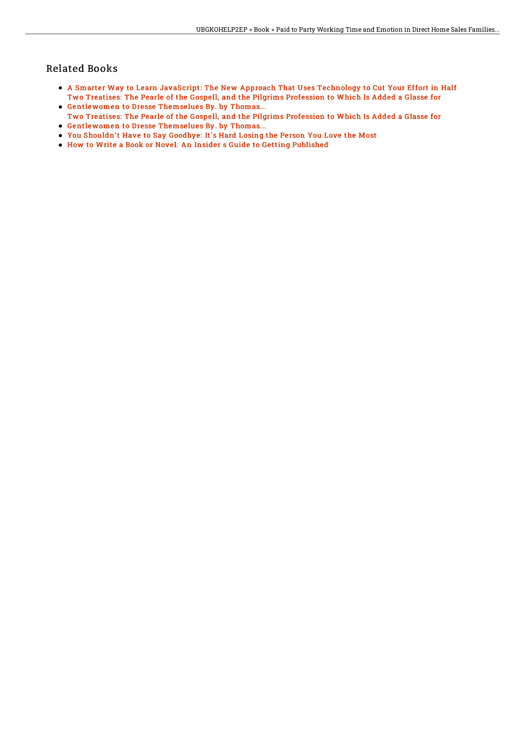## Related Books

- A Smarter Way to Learn JavaScript: The New Approach That Uses Technology to Cut Your Effort in Half
- Two Treatises: The Pearle of the Gospell, and the Pilgrims Profession to Which Is Added a Glasse for Gentlewomen to Dresse Themselues By. by Thomas...
- Two Treatises: The Pearle of the Gospell, and the Pilgrims Profession to Which Is Added a Glasse for Gentlewomen to Dresse Themselues By. by Thomas...
- You Shouldn't Have to Say Goodbye: It's Hard Losing the Person You Love the Most
- How to Write a Book or Novel: An Insider s Guide to Getting Published